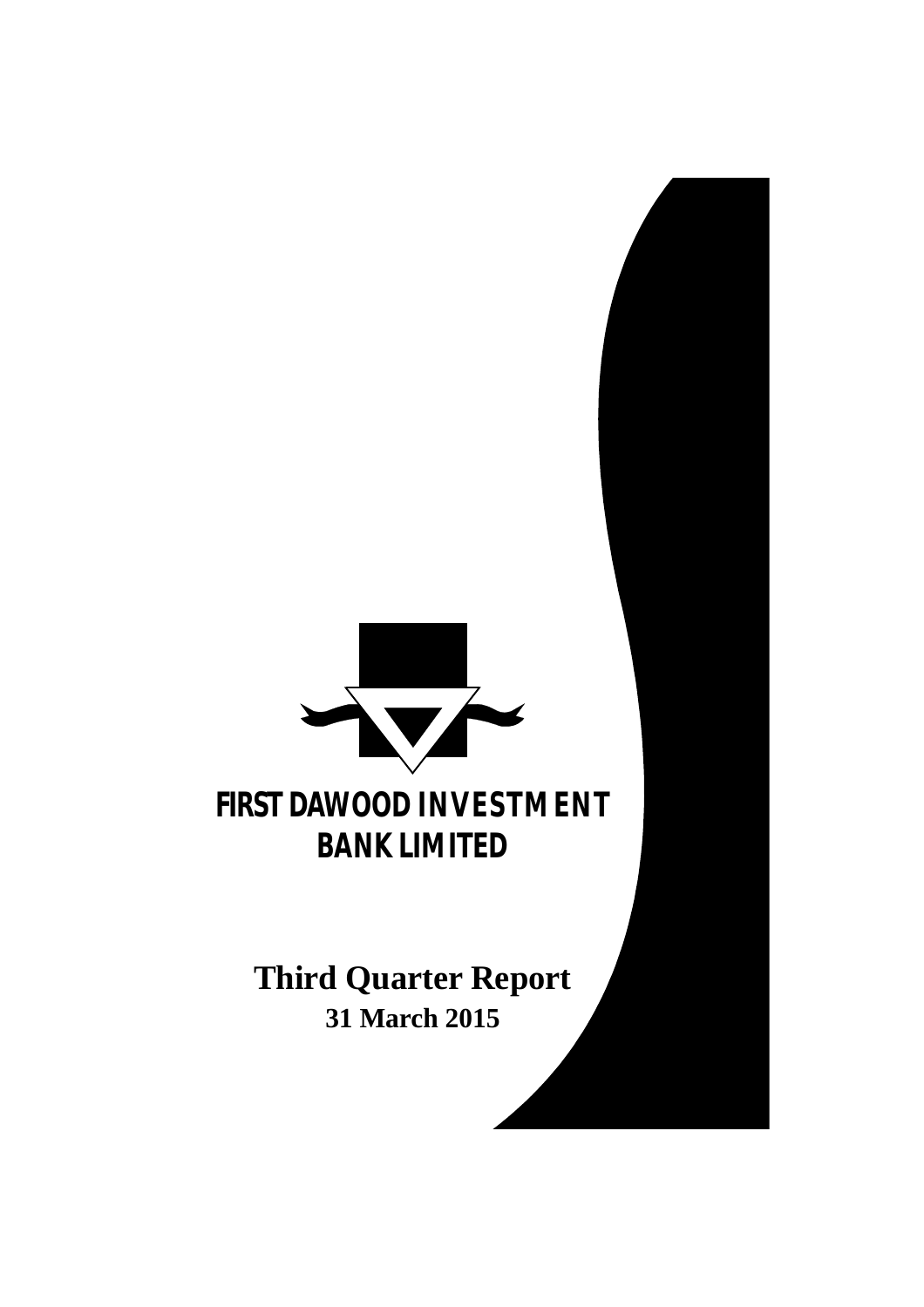# FIRST DAWOOD INVESTMENT BANK LIMITED

## Third Quarter Report

**31 March 2015**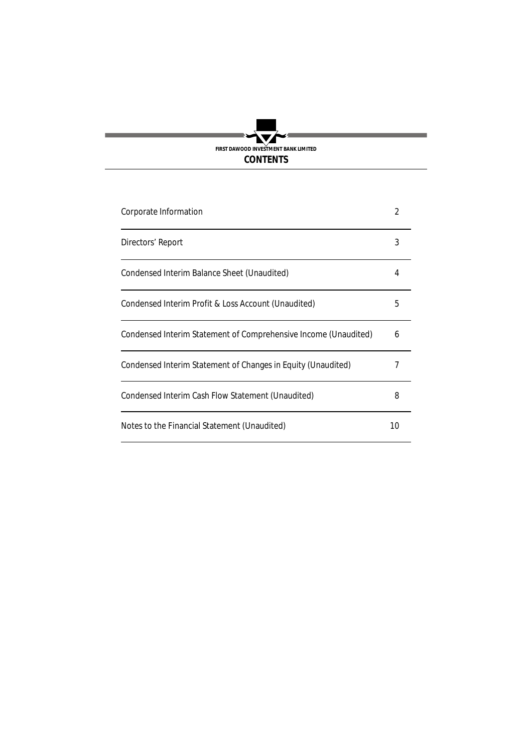FIRST DAWOOD INVESTMENT BANK LIMITED

# CONTENTS

| | |
|---|---|
| Corporate Information | 2 |
| Directors' Report | 3 |
| Condensed Interim Balance Sheet (Unaudited) | 4 |
| Condensed Interim Profit & Loss Account (Unaudited) | 5 |
| Condensed Interim Statement of Comprehensive Income (Unaudited) | 6 |
| Condensed Interim Statement of Changes in Equity (Unaudited) | 7 |
| Condensed Interim Cash Flow Statement (Unaudited) | 8 |
| Notes to the Financial Statement (Unaudited) | 10 |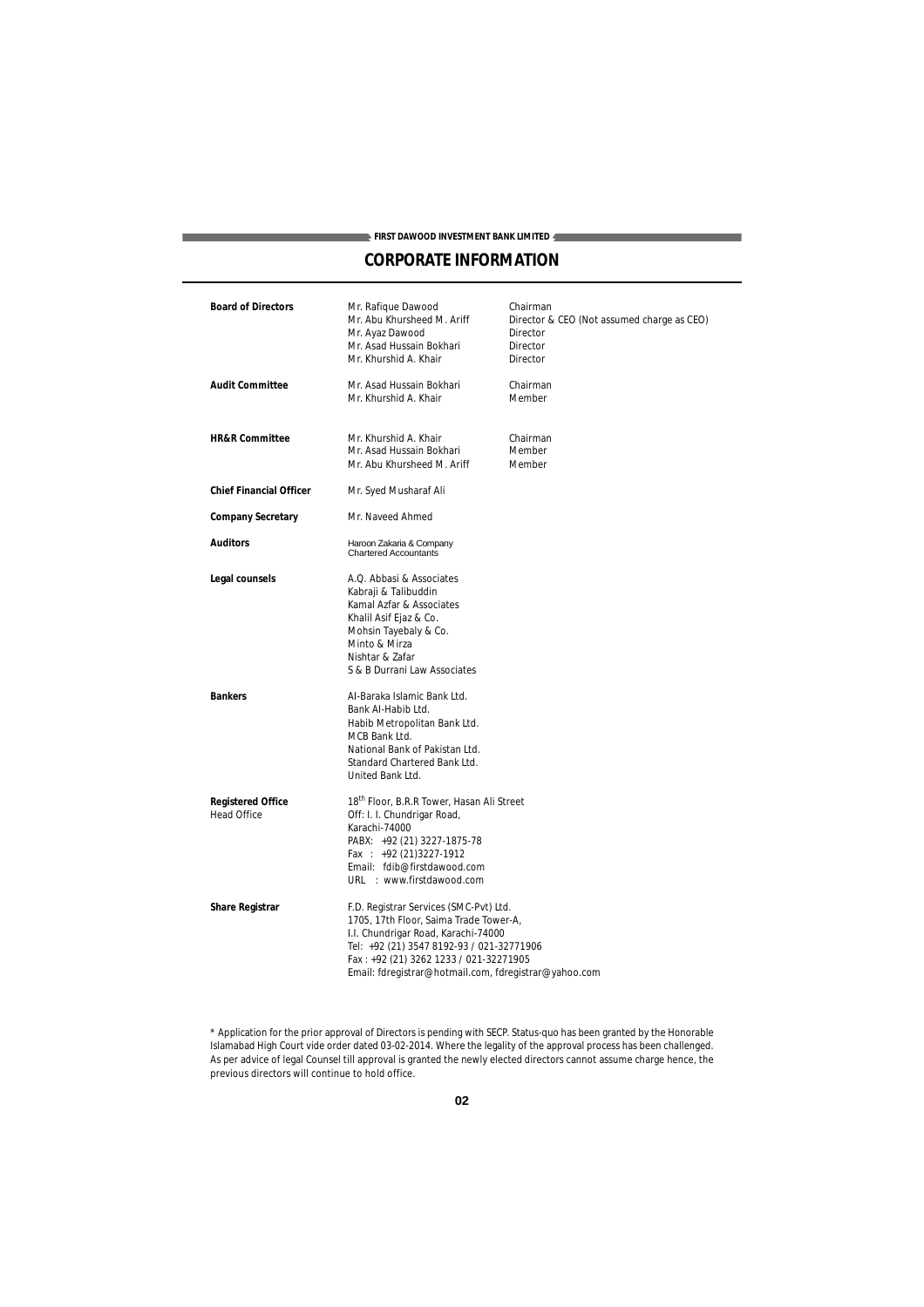# CORPORATE INFORMATION

| | | |
|---|---|---|
| **Board of Directors** | Mr. Rafique Dawood | Chairman |
| | Mr. Abu Khursheed M. Ariff | Director & CEO (Not assumed charge as CEO) |
| | Mr. Ayaz Dawood | Director |
| | Mr. Asad Hussain Bokhari | Director |
| | Mr. Khurshid A. Khair | Director |
| **Audit Committee** | Mr. Asad Hussain Bokhari | Chairman |
| | Mr. Khurshid A. Khair | Member |
| **HR&R Committee** | Mr. Khurshid A. Khair | Chairman |
| | Mr. Asad Hussain Bokhari | Member |
| | Mr. Abu Khursheed M. Ariff | Member |
| **Chief Financial Officer** | Mr. Syed Musharaf Ali | |
| **Company Secretary** | Mr. Naveed Ahmed | |
| **Auditors** | Haroon Zakaria & Company<br>Chartered Accountants | |
| **Legal counsels** | A.Q. Abbasi & Associates<br>Kabraji & Talibuddin<br>Kamal Azfar & Associates<br>Khalil Asif Ejaz & Co.<br>Mohsin Tayebaly & Co.<br>Minto & Mirza<br>Nishtar & Zafar<br>S & B Durrani Law Associates | |
| **Bankers** | Al-Baraka Islamic Bank Ltd.<br>Bank Al-Habib Ltd.<br>Habib Metropolitan Bank Ltd.<br>MCB Bank Ltd.<br>National Bank of Pakistan Ltd.<br>Standard Chartered Bank Ltd.<br>United Bank Ltd. | |
| **Registered Office**<br>Head Office | 18th Floor, B.R.R Tower, Hasan Ali Street<br>Off: I. I. Chundrigar Road,<br>Karachi-74000<br>PABX: +92 (21) 3227-1875-78<br>Fax : +92 (21)3227-1912<br>Email: fdib@firstdawood.com<br>URL : www.firstdawood.com | |
| **Share Registrar** | F.D. Registrar Services (SMC-Pvt) Ltd.<br>1705, 17th Floor, Saima Trade Tower-A,<br>I.I. Chundrigar Road, Karachi-74000<br>Tel: +92 (21) 3547 8192-93 / 021-32771906<br>Fax : +92 (21) 3262 1233 / 021-32271905<br>Email: fdregistrar@hotmail.com, fdregistrar@yahoo.com | |

* Application for the prior approval of Directors is pending with SECP. Status-quo has been granted by the Honorable Islamabad High Court vide order dated 03-02-2014. Where the legality of the approval process has been challenged. As per advice of legal Counsel till approval is granted the newly elected directors cannot assume charge hence, the previous directors will continue to hold office.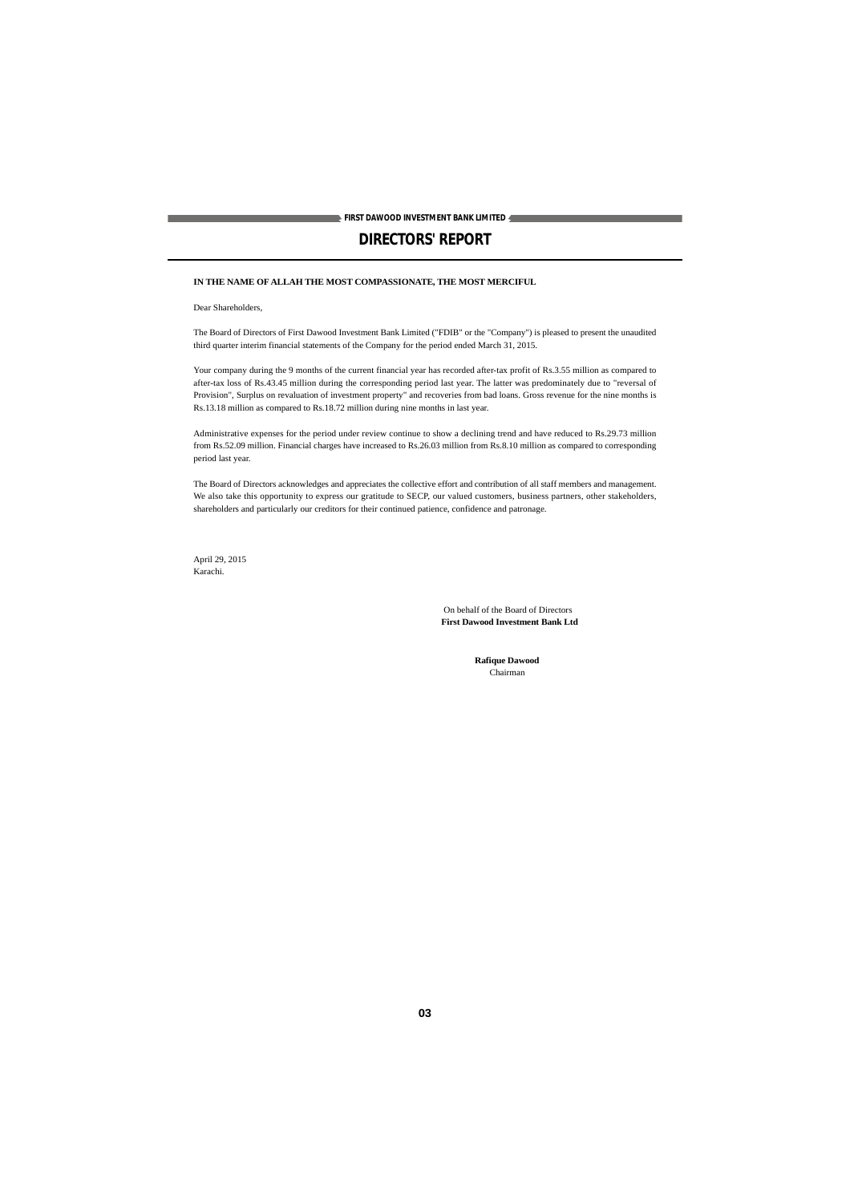# DIRECTORS' REPORT

**IN THE NAME OF ALLAH THE MOST COMPASSIONATE, THE MOST MERCIFUL**

Dear Shareholders,

The Board of Directors of First Dawood Investment Bank Limited ("FDIB" or the "Company") is pleased to present the unaudited third quarter interim financial statements of the Company for the period ended March 31, 2015.

Your company during the 9 months of the current financial year has recorded after-tax profit of Rs.3.55 million as compared to after-tax loss of Rs.43.45 million during the corresponding period last year. The latter was predominately due to "reversal of Provision", Surplus on revaluation of investment property" and recoveries from bad loans. Gross revenue for the nine months is Rs.13.18 million as compared to Rs.18.72 million during nine months in last year.

Administrative expenses for the period under review continue to show a declining trend and have reduced to Rs.29.73 million from Rs.52.09 million. Financial charges have increased to Rs.26.03 million from Rs.8.10 million as compared to corresponding period last year.

The Board of Directors acknowledges and appreciates the collective effort and contribution of all staff members and management. We also take this opportunity to express our gratitude to SECP, our valued customers, business partners, other stakeholders, shareholders and particularly our creditors for their continued patience, confidence and patronage.

April 29, 2015
Karachi.

On behalf of the Board of Directors
**First Dawood Investment Bank Ltd**

**Rafique Dawood**
Chairman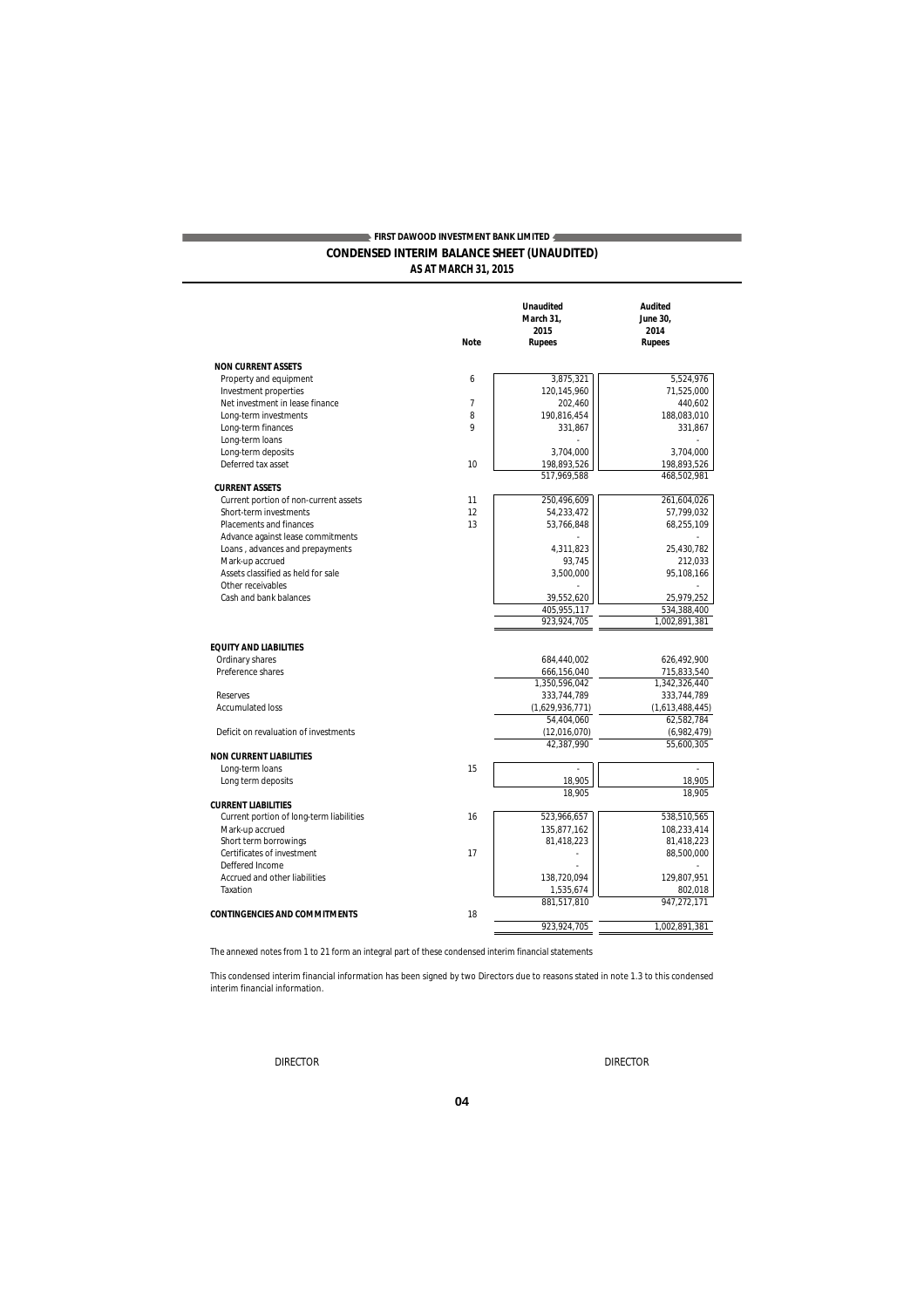FIRST DAWOOD INVESTMENT BANK LIMITED

# CONDENSED INTERIM BALANCE SHEET (UNAUDITED)

## AS AT MARCH 31, 2015

| | Note | Unaudited March 31, 2015 Rupees | Audited June 30, 2014 Rupees |
|---|---|---|---|
| **NON CURRENT ASSETS** | | | |
| Property and equipment | 6 | 3,875,321 | 5,524,976 |
| Investment properties | | 120,145,960 | 71,525,000 |
| Net investment in lease finance | 7 | 202,460 | 440,602 |
| Long-term investments | 8 | 190,816,454 | 188,083,010 |
| Long-term finances | 9 | 331,867 | 331,867 |
| Long-term loans | | - | - |
| Long-term deposits | | 3,704,000 | 3,704,000 |
| Deferred tax asset | 10 | 198,893,526 | 198,893,526 |
| | | 517,969,588 | 468,502,981 |
| **CURRENT ASSETS** | | | |
| Current portion of non-current assets | 11 | 250,496,609 | 261,604,026 |
| Short-term investments | 12 | 54,233,472 | 57,799,032 |
| Placements and finances | 13 | 53,766,848 | 68,255,109 |
| Advance against lease commitments | | - | - |
| Loans , advances and prepayments | | 4,311,823 | 25,430,782 |
| Mark-up accrued | | 93,745 | 212,033 |
| Assets classified as held for sale | | 3,500,000 | 95,108,166 |
| Other receivables | | - | - |
| Cash and bank balances | | 39,552,620 | 25,979,252 |
| | | 405,955,117 | 534,388,400 |
| | | 923,924,705 | 1,002,891,381 |
| **EQUITY AND LIABILITIES** | | | |
| Ordinary shares | | 684,440,002 | 626,492,900 |
| Preference shares | | 666,156,040 | 715,833,540 |
| | | 1,350,596,042 | 1,342,326,440 |
| Reserves | | 333,744,789 | 333,744,789 |
| Accumulated loss | | (1,629,936,771) | (1,613,488,445) |
| | | 54,404,060 | 62,582,784 |
| Deficit on revaluation of investments | | (12,016,070) | (6,982,479) |
| | | 42,387,990 | 55,600,305 |
| **NON CURRENT LIABILITIES** | | | |
| Long-term loans | 15 | - | - |
| Long term deposits | | 18,905 | 18,905 |
| | | 18,905 | 18,905 |
| **CURRENT LIABILITIES** | | | |
| Current portion of long-term liabilities | 16 | 523,966,657 | 538,510,565 |
| Mark-up accrued | | 135,877,162 | 108,233,414 |
| Short term borrowings | | 81,418,223 | 81,418,223 |
| Certificates of investment | 17 | - | 88,500,000 |
| Deffered Income | | - | - |
| Accrued and other liabilities | | 138,720,094 | 129,807,951 |
| Taxation | | 1,535,674 | 802,018 |
| | | 881,517,810 | 947,272,171 |
| **CONTINGENCIES AND COMMITMENTS** | 18 | | |
| | | 923,924,705 | 1,002,891,381 |

The annexed notes from 1 to 21 form an integral part of these condensed interim financial statements

This condensed interim financial information has been signed by two Directors due to reasons stated in note 1.3 to this condensed interim financial information.

DIRECTOR DIRECTOR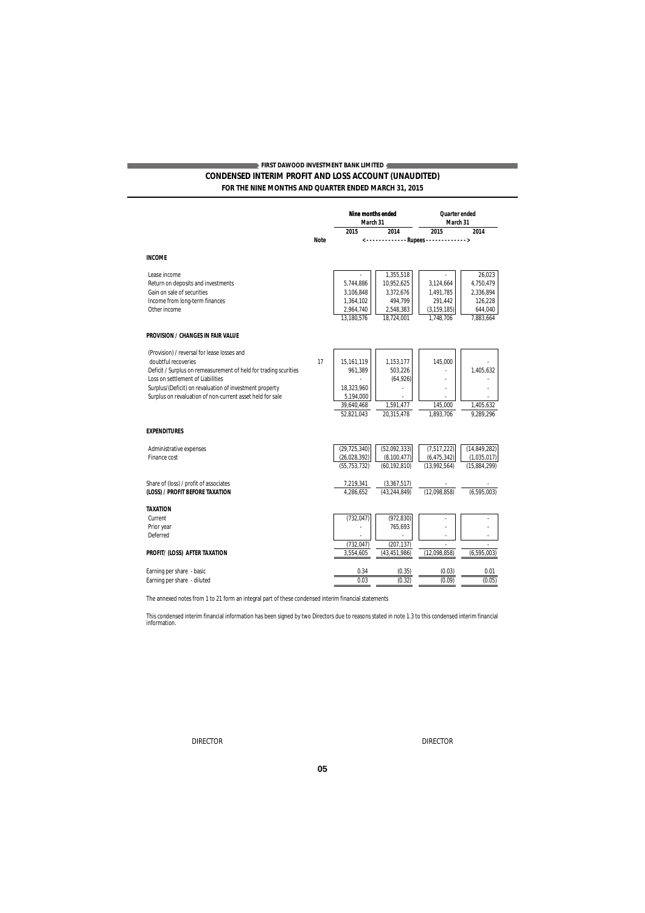**FIRST DAWOOD INVESTMENT BANK LIMITED**

## CONDENSED INTERIM PROFIT AND LOSS ACCOUNT (UNAUDITED)

### FOR THE NINE MONTHS AND QUARTER ENDED MARCH 31, 2015

| | Note | Nine months ended March 31 2015 | Nine months ended March 31 2014 | Quarter ended March 31 2015 | Quarter ended March 31 2014 |
|---|---|---|---|---|---|
| | | <------------- Rupees ------------> | | | |
| **INCOME** | | | | | |
| Lease income | | - | 1,355,518 | - | 26,023 |
| Return on deposits and investments | | 5,744,886 | 10,952,625 | 3,124,664 | 4,750,479 |
| Gain on sale of securities | | 3,106,848 | 3,372,676 | 1,491,785 | 2,336,894 |
| Income from long-term finances | | 1,364,102 | 494,799 | 291,442 | 126,228 |
| Other income | | 2,964,740 | 2,548,383 | (3,159,185) | 644,040 |
| | | 13,180,576 | 18,724,001 | 1,748,706 | 7,883,664 |
| **PROVISION / CHANGES IN FAIR VALUE** | | | | | |
| (Provision) / reversal for lease losses and doubtful recoveries | 17 | 15,161,119 | 1,153,177 | 145,000 | - |
| Deficit / Surplus on remeasurement of held for trading scurities | | 961,389 | 503,226 | - | 1,405,632 |
| Loss on settlement of Liabilities | | - | (64,926) | - | - |
| Surplus/(Deficit) on revaluation of investment property | | 18,323,960 | - | - | - |
| Surplus on revaluation of non-current asset held for sale | | 5,194,000 | - | - | - |
| | | 39,640,468 | 1,591,477 | 145,000 | 1,405,632 |
| | | 52,821,043 | 20,315,478 | 1,893,706 | 9,289,296 |
| **EXPENDITURES** | | | | | |
| Administrative expenses | | (29,725,340) | (52,092,333) | (7,517,222) | (14,849,282) |
| Finance cost | | (26,028,392) | (8,100,477) | (6,475,342) | (1,035,017) |
| | | (55,753,732) | (60,192,810) | (13,992,564) | (15,884,299) |
| Share of (loss) / profit of associates | | 7,219,341 | (3,367,517) | - | - |
| **(LOSS) / PROFIT BEFORE TAXATION** | | 4,286,652 | (43,244,849) | (12,098,858) | (6,595,003) |
| **TAXATION** | | | | | |
| Current | | (732,047) | (972,830) | - | - |
| Prior year | | - | 765,693 | - | - |
| Deferred | | - | - | - | - |
| | | (732,047) | (207,137) | - | - |
| **PROFIT/ (LOSS) AFTER TAXATION** | | 3,554,605 | (43,451,986) | (12,098,858) | (6,595,003) |
| Earning per share - basic | | 0.34 | (0.35) | (0.03) | 0.01 |
| Earning per share - diluted | | 0.03 | (0.32) | (0.09) | (0.05) |

The annexed notes from 1 to 21 form an integral part of these condensed interim financial statements

This condensed interim financial information has been signed by two Directors due to reasons stated in note 1.3 to this condensed interim financial information.

DIRECTOR DIRECTOR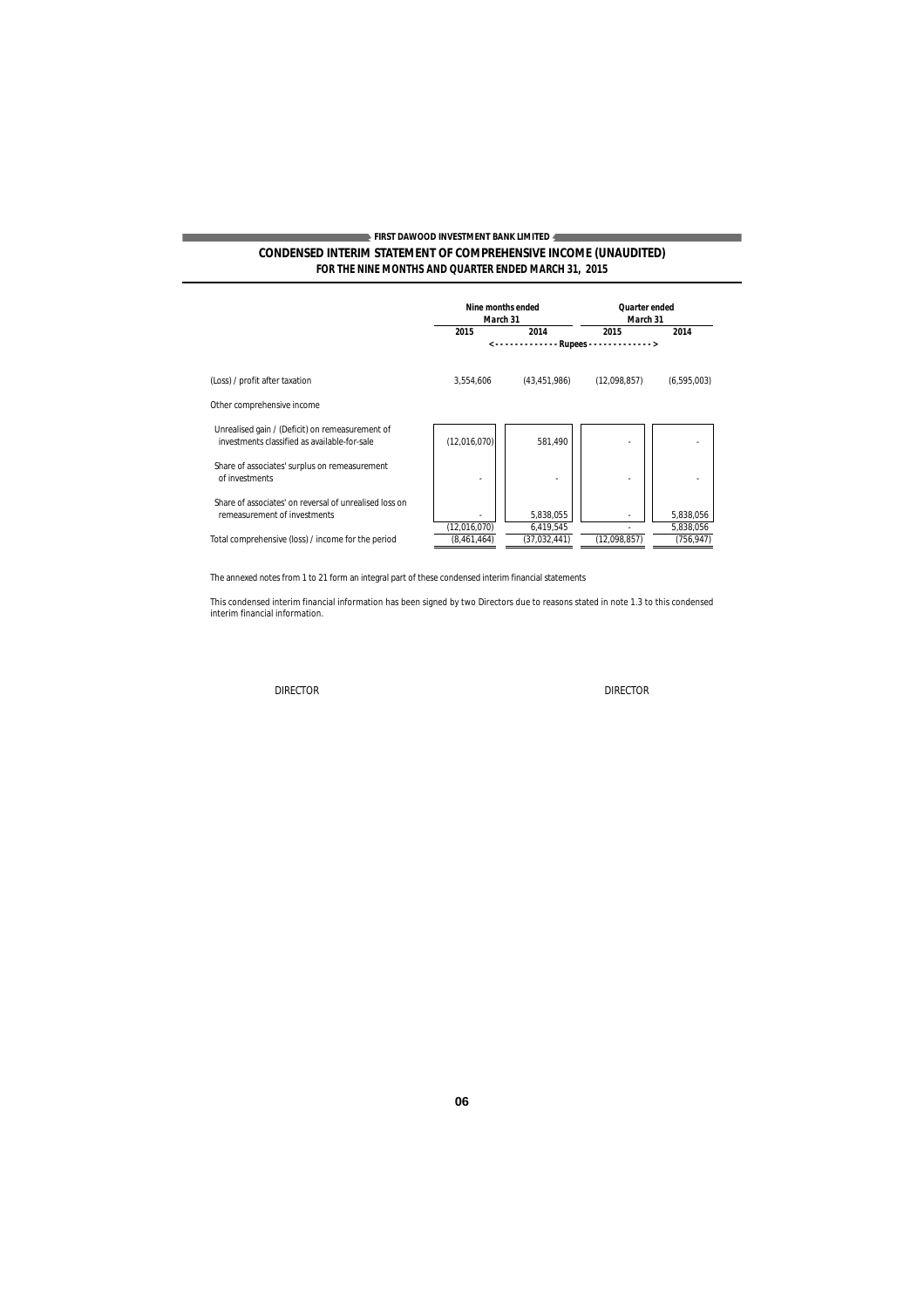**FIRST DAWOOD INVESTMENT BANK LIMITED**

## CONDENSED INTERIM STATEMENT OF COMPREHENSIVE INCOME (UNAUDITED)
### FOR THE NINE MONTHS AND QUARTER ENDED MARCH 31, 2015

| | Nine months ended March 31 | | Quarter ended March 31 | |
|---|---|---|---|---|
| | 2015 | 2014 | 2015 | 2014 |
| | <------------- Rupees ------------> | | | |
| (Loss) / profit after taxation | 3,554,606 | (43,451,986) | (12,098,857) | (6,595,003) |
| Other comprehensive income | | | | |
| Unrealised gain / (Deficit) on remeasurement of investments classified as available-for-sale | (12,016,070) | 581,490 | - | - |
| Share of associates' surplus on remeasurement of investments | - | - | - | - |
| Share of associates' on reversal of unrealised loss on remeasurement of investments | - | 5,838,055 | - | 5,838,056 |
| | (12,016,070) | 6,419,545 | - | 5,838,056 |
| Total comprehensive (loss) / income for the period | (8,461,464) | (37,032,441) | (12,098,857) | (756,947) |

The annexed notes from 1 to 21 form an integral part of these condensed interim financial statements

This condensed interim financial information has been signed by two Directors due to reasons stated in note 1.3 to this condensed interim financial information.

DIRECTOR

DIRECTOR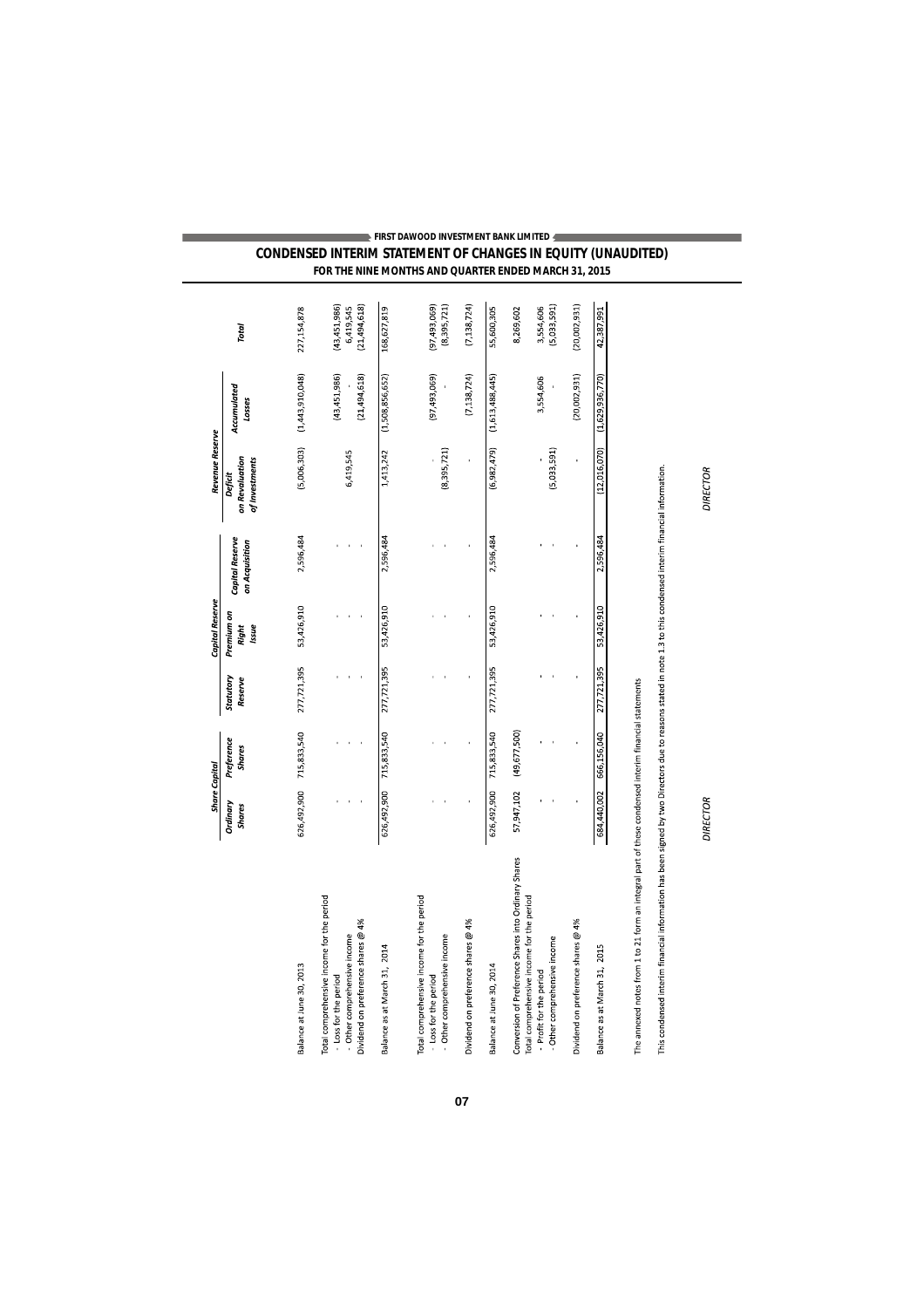## CONDENSED INTERIM STATEMENT OF CHANGES IN EQUITY (UNAUDITED)

### FOR THE NINE MONTHS AND QUARTER ENDED MARCH 31, 2015

| | Share Capital | | | Capital Reserve | | Revenue Reserve | | |
|---|---|---|---|---|---|---|---|---|
| | Ordinary Shares | Preference Shares | Statutory Reserve | Premium on Right Issue | Capital Reserve on Acquisition | Deficit on Revaluation of Investments | Accumulated Losses | Total |
| Balance at June 30, 2013 | 626,492,900 | 715,833,540 | 277,721,395 | 53,426,910 | 2,596,484 | (5,006,303) | (1,443,910,048) | 227,154,878 |
| Total comprehensive income for the period | | | | | | | | |
| - Loss for the period | - | - | - | - | - | | (43,451,986) | (43,451,986) |
| - Other comprehensive income | - | - | - | - | - | 6,419,545 | - | 6,419,545 |
| Dividend on preference shares @ 4% | - | - | - | - | - | | (21,494,618) | (21,494,618) |
| Balance as at March 31, 2014 | 626,492,900 | 715,833,540 | 277,721,395 | 53,426,910 | 2,596,484 | 1,413,242 | (1,508,856,652) | 168,627,819 |
| Total comprehensive income for the period | | | | | | | | |
| - Loss for the period | - | - | - | - | - | - | (97,493,069) | (97,493,069) |
| - Other comprehensive income | - | - | - | - | - | (8,395,721) | - | (8,395,721) |
| Dividend on preference shares @ 4% | - | - | - | - | - | - | (7,138,724) | (7,138,724) |
| Balance as at June 30, 2014 | 626,492,900 | 715,833,540 | 277,721,395 | 53,426,910 | 2,596,484 | (6,982,479) | (1,613,488,445) | 55,600,305 |
| Conversion of Preference Shares into Ordinary Shares | 57,947,102 | (49,677,500) | | | | | | 8,269,602 |
| Total comprehensive income for the period | | | | | | | | |
| - Profit for the period | - | - | - | - | - | - | 3,554,606 | 3,554,606 |
| - Other comprehensive income | - | - | - | - | - | (5,033,591) | - | (5,033,591) |
| Dividend on preference shares @ 4% | - | - | - | - | - | - | (20,002,931) | (20,002,931) |
| Balance as at March 31, 2015 | 684,440,002 | 666,156,040 | 277,721,395 | 53,426,910 | 2,596,484 | (12,016,070) | (1,629,936,770) | 42,387,991 |

The annexed notes from 1 to 21 form an integral part of these condensed interim financial statements

This condensed interim financial information has been signed by two Directors due to reasons stated in note 1.3 to this condensed interim financial information.

DIRECTOR DIRECTOR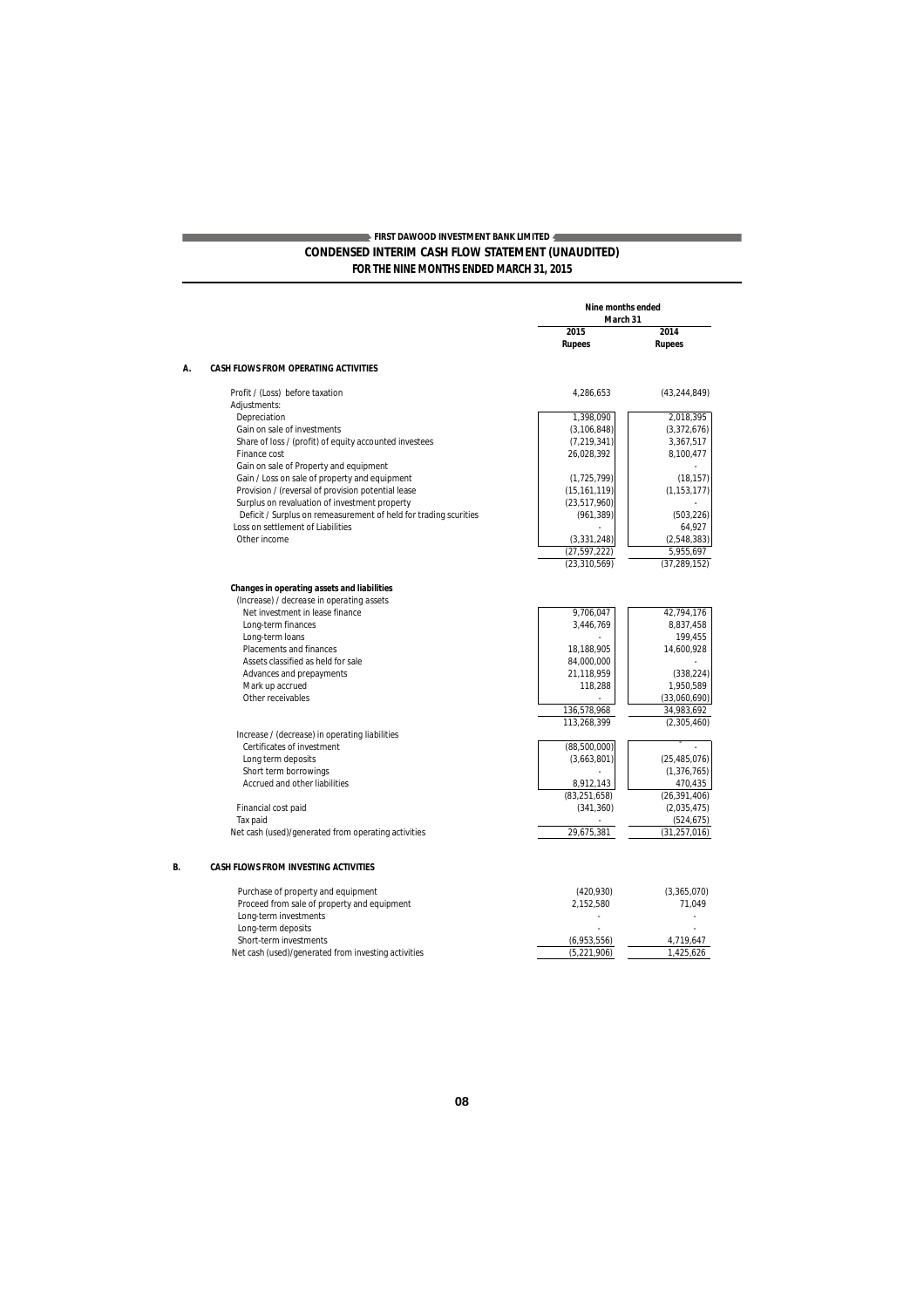**FIRST DAWOOD INVESTMENT BANK LIMITED**

## CONDENSED INTERIM CASH FLOW STATEMENT (UNAUDITED)
### FOR THE NINE MONTHS ENDED MARCH 31, 2015

| | | Nine months ended March 31 | |
|---|---|---|---|
| | | 2015 | 2014 |
| | | Rupees | Rupees |
| **A.** | **CASH FLOWS FROM OPERATING ACTIVITIES** | | |
| | Profit / (Loss) before taxation | 4,286,653 | (43,244,849) |
| | Adjustments: | | |
| | Depreciation | 1,398,090 | 2,018,395 |
| | Gain on sale of investments | (3,106,848) | (3,372,676) |
| | Share of loss / (profit) of equity accounted investees | (7,219,341) | 3,367,517 |
| | Finance cost | 26,028,392 | 8,100,477 |
| | Gain on sale of Property and equipment | | - |
| | Gain / Loss on sale of property and equipment | (1,725,799) | (18,157) |
| | Provision / (reversal of provision potential lease | (15,161,119) | (1,153,177) |
| | Surplus on revaluation of investment property | (23,517,960) | - |
| | Deficit / Surplus on remeasurement of held for trading scurities | (961,389) | (503,226) |
| | Loss on settlement of Liabilities | - | 64,927 |
| | Other income | (3,331,248) | (2,548,383) |
| | | (27,597,222) | 5,955,697 |
| | | (23,310,569) | (37,289,152) |
| | **Changes in operating assets and liabilities** | | |
| | (Increase) / decrease in operating assets | | |
| | Net investment in lease finance | 9,706,047 | 42,794,176 |
| | Long-term finances | 3,446,769 | 8,837,458 |
| | Long-term loans | - | 199,455 |
| | Placements and finances | 18,188,905 | 14,600,928 |
| | Assets classified as held for sale | 84,000,000 | - |
| | Advances and prepayments | 21,118,959 | (338,224) |
| | Mark up accrued | 118,288 | 1,950,589 |
| | Other receivables | - | (33,060,690) |
| | | 136,578,968 | 34,983,692 |
| | | 113,268,399 | (2,305,460) |
| | Increase / (decrease) in operating liabilities | | |
| | Certificates of investment | (88,500,000) | - |
| | Long term deposits | (3,663,801) | (25,485,076) |
| | Short term borrowings | - | (1,376,765) |
| | Accrued and other liabilities | 8,912,143 | 470,435 |
| | | (83,251,658) | (26,391,406) |
| | Financial cost paid | (341,360) | (2,035,475) |
| | Tax paid | - | (524,675) |
| | Net cash (used)/generated from operating activities | 29,675,381 | (31,257,016) |
| **B.** | **CASH FLOWS FROM INVESTING ACTIVITIES** | | |
| | Purchase of property and equipment | (420,930) | (3,365,070) |
| | Proceed from sale of property and equipment | 2,152,580 | 71,049 |
| | Long-term investments | - | - |
| | Long-term deposits | - | - |
| | Short-term investments | (6,953,556) | 4,719,647 |
| | Net cash (used)/generated from investing activities | (5,221,906) | 1,425,626 |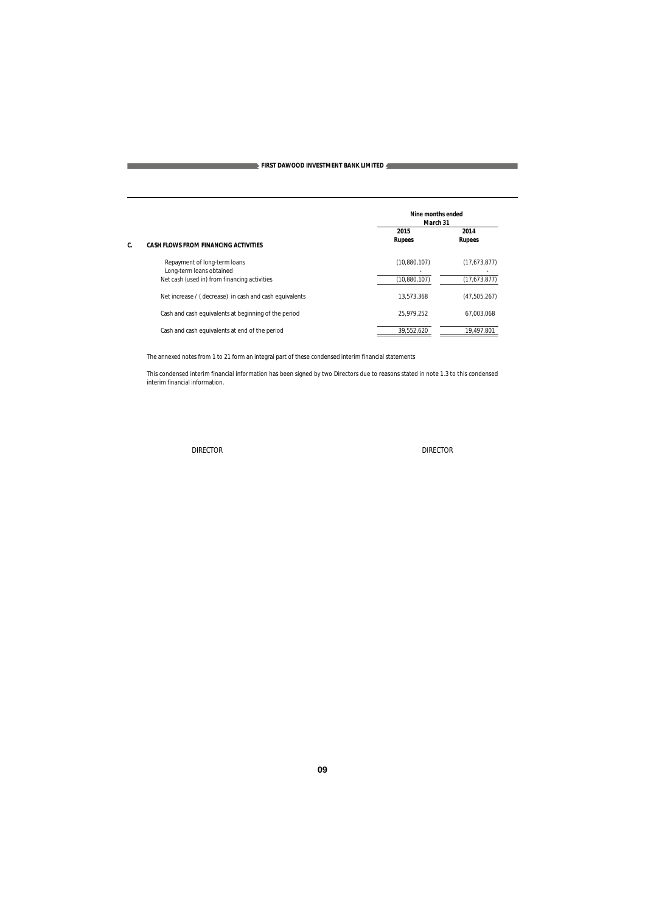| | Nine months ended March 31 | |
|---|---|---|
| | 2015 | 2014 |
| | Rupees | Rupees |
| **C. CASH FLOWS FROM FINANCING ACTIVITIES** | | |
| Repayment of long-term loans | (10,880,107) | (17,673,877) |
| Long-term loans obtained | - | - |
| Net cash (used in) from financing activities | (10,880,107) | (17,673,877) |
| Net increase / ( decrease) in cash and cash equivalents | 13,573,368 | (47,505,267) |
| Cash and cash equivalents at beginning of the period | 25,979,252 | 67,003,068 |
| Cash and cash equivalents at end of the period | 39,552,620 | 19,497,801 |

The annexed notes from 1 to 21 form an integral part of these condensed interim financial statements

This condensed interim financial information has been signed by two Directors due to reasons stated in note 1.3 to this condensed interim financial information.

DIRECTOR DIRECTOR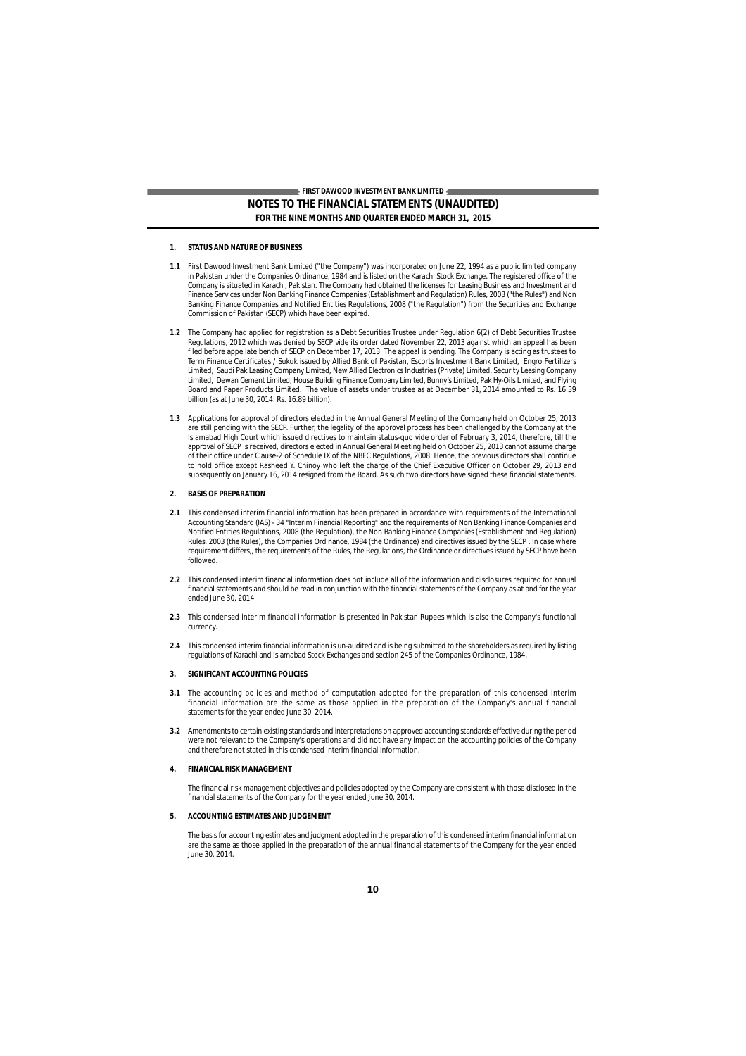**FIRST DAWOOD INVESTMENT BANK LIMITED**

# NOTES TO THE FINANCIAL STATEMENTS (UNAUDITED)

**FOR THE NINE MONTHS AND QUARTER ENDED MARCH 31, 2015**

## 1. STATUS AND NATURE OF BUSINESS

**1.1** First Dawood Investment Bank Limited ("the Company") was incorporated on June 22, 1994 as a public limited company in Pakistan under the Companies Ordinance, 1984 and is listed on the Karachi Stock Exchange. The registered office of the Company is situated in Karachi, Pakistan. The Company had obtained the licenses for Leasing Business and Investment and Finance Services under Non Banking Finance Companies (Establishment and Regulation) Rules, 2003 ("the Rules") and Non Banking Finance Companies and Notified Entities Regulations, 2008 ("the Regulation") from the Securities and Exchange Commission of Pakistan (SECP) which have been expired.

**1.2** The Company had applied for registration as a Debt Securities Trustee under Regulation 6(2) of Debt Securities Trustee Regulations, 2012 which was denied by SECP vide its order dated November 22, 2013 against which an appeal has been filed before appellate bench of SECP on December 17, 2013. The appeal is pending. The Company is acting as trustees to Term Finance Certificates / Sukuk issued by Allied Bank of Pakistan, Escorts Investment Bank Limited, Engro Fertilizers Limited, Saudi Pak Leasing Company Limited, New Allied Electronics Industries (Private) Limited, Security Leasing Company Limited, Dewan Cement Limited, House Building Finance Company Limited, Bunny's Limited, Pak Hy-Oils Limited, and Flying Board and Paper Products Limited. The value of assets under trustee as at December 31, 2014 amounted to Rs. 16.39 billion (as at June 30, 2014: Rs. 16.89 billion).

**1.3** Applications for approval of directors elected in the Annual General Meeting of the Company held on October 25, 2013 are still pending with the SECP. Further, the legality of the approval process has been challenged by the Company at the Islamabad High Court which issued directives to maintain status-quo vide order of February 3, 2014, therefore, till the approval of SECP is received, directors elected in Annual General Meeting held on October 25, 2013 cannot assume charge of their office under Clause-2 of Schedule IX of the NBFC Regulations, 2008. Hence, the previous directors shall continue to hold office except Rasheed Y. Chinoy who left the charge of the Chief Executive Officer on October 29, 2013 and subsequently on January 16, 2014 resigned from the Board. As such two directors have signed these financial statements.

## 2. BASIS OF PREPARATION

**2.1** This condensed interim financial information has been prepared in accordance with requirements of the International Accounting Standard (IAS) - 34 "Interim Financial Reporting" and the requirements of Non Banking Finance Companies and Notified Entities Regulations, 2008 (the Regulation), the Non Banking Finance Companies (Establishment and Regulation) Rules, 2003 (the Rules), the Companies Ordinance, 1984 (the Ordinance) and directives issued by the SECP . In case where requirement differs,, the requirements of the Rules, the Regulations, the Ordinance or directives issued by SECP have been followed.

**2.2** This condensed interim financial information does not include all of the information and disclosures required for annual financial statements and should be read in conjunction with the financial statements of the Company as at and for the year ended June 30, 2014.

**2.3** This condensed interim financial information is presented in Pakistan Rupees which is also the Company's functional currency.

**2.4** This condensed interim financial information is un-audited and is being submitted to the shareholders as required by listing regulations of Karachi and Islamabad Stock Exchanges and section 245 of the Companies Ordinance, 1984.

## 3. SIGNIFICANT ACCOUNTING POLICIES

**3.1** The accounting policies and method of computation adopted for the preparation of this condensed interim financial information are the same as those applied in the preparation of the Company's annual financial statements for the year ended June 30, 2014.

**3.2** Amendments to certain existing standards and interpretations on approved accounting standards effective during the period were not relevant to the Company's operations and did not have any impact on the accounting policies of the Company and therefore not stated in this condensed interim financial information.

## 4. FINANCIAL RISK MANAGEMENT

The financial risk management objectives and policies adopted by the Company are consistent with those disclosed in the financial statements of the Company for the year ended June 30, 2014.

## 5. ACCOUNTING ESTIMATES AND JUDGEMENT

The basis for accounting estimates and judgment adopted in the preparation of this condensed interim financial information are the same as those applied in the preparation of the annual financial statements of the Company for the year ended June 30, 2014.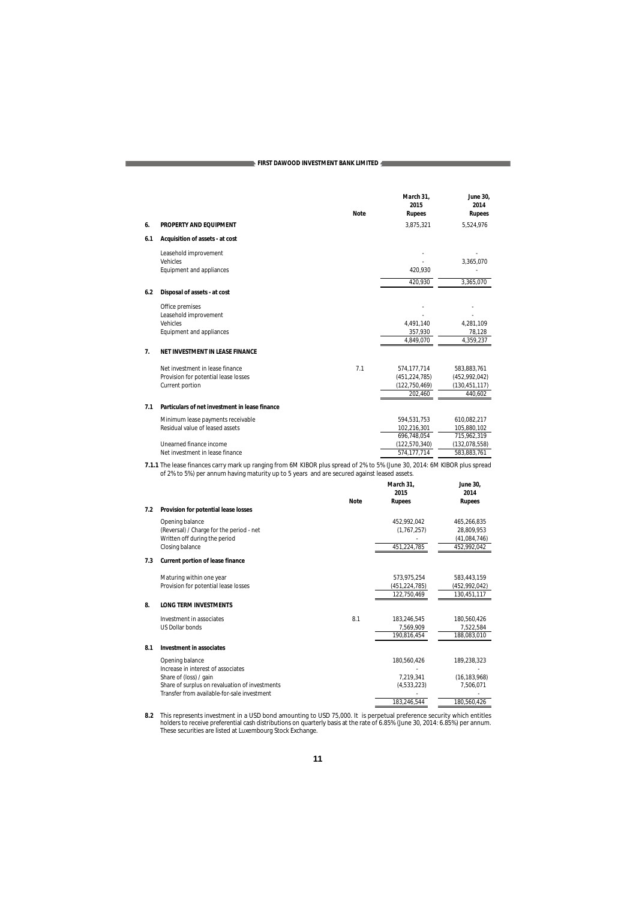| | | Note | March 31, 2015 Rupees | June 30, 2014 Rupees |
|---|---|---|---|---|
| **6.** | **PROPERTY AND EQUIPMENT** | | 3,875,321 | 5,524,976 |
| **6.1** | **Acquisition of assets - at cost** | | | |
| | Leasehold improvement | | - | - |
| | Vehicles | | - | 3,365,070 |
| | Equipment and appliances | | 420,930 | - |
| | | | 420,930 | 3,365,070 |
| **6.2** | **Disposal of assets - at cost** | | | |
| | Office premises | | - | - |
| | Leasehold improvement | | - | - |
| | Vehicles | | 4,491,140 | 4,281,109 |
| | Equipment and appliances | | 357,930 | 78,128 |
| | | | 4,849,070 | 4,359,237 |
| **7.** | **NET INVESTMENT IN LEASE FINANCE** | | | |
| | Net investment in lease finance | 7.1 | 574,177,714 | 583,883,761 |
| | Provision for potential lease losses | | (451,224,785) | (452,992,042) |
| | Current portion | | (122,750,469) | (130,451,117) |
| | | | 202,460 | 440,602 |
| **7.1** | **Particulars of net investment in lease finance** | | | |
| | Minimum lease payments receivable | | 594,531,753 | 610,082,217 |
| | Residual value of leased assets | | 102,216,301 | 105,880,102 |
| | | | 696,748,054 | 715,962,319 |
| | Unearned finance income | | (122,570,340) | (132,078,558) |
| | Net investment in lease finance | | 574,177,714 | 583,883,761 |

**7.1.1** The lease finances carry mark up ranging from 6M KIBOR plus spread of 2% to 5% (June 30, 2014: 6M KIBOR plus spread of 2% to 5%) per annum having maturity up to 5 years and are secured against leased assets.

| | | Note | March 31, 2015 Rupees | June 30, 2014 Rupees |
|---|---|---|---|---|
| **7.2** | **Provision for potential lease losses** | | | |
| | Opening balance | | 452,992,042 | 465,266,835 |
| | (Reversal) / Charge for the period - net | | (1,767,257) | 28,809,953 |
| | Written off during the period | | - | (41,084,746) |
| | Closing balance | | 451,224,785 | 452,992,042 |
| **7.3** | **Current portion of lease finance** | | | |
| | Maturing within one year | | 573,975,254 | 583,443,159 |
| | Provision for potential lease losses | | (451,224,785) | (452,992,042) |
| | | | 122,750,469 | 130,451,117 |
| **8.** | **LONG TERM INVESTMENTS** | | | |
| | Investment in associates | 8.1 | 183,246,545 | 180,560,426 |
| | US Dollar bonds | | 7,569,909 | 7,522,584 |
| | | | 190,816,454 | 188,083,010 |
| **8.1** | **Investment in associates** | | | |
| | Opening balance | | 180,560,426 | 189,238,323 |
| | Increase in interest of associates | | - | - |
| | Share of (loss) / gain | | 7,219,341 | (16,183,968) |
| | Share of surplus on revaluation of investments | | (4,533,223) | 7,506,071 |
| | Transfer from available-for-sale investment | | - | - |
| | | | 183,246,544 | 180,560,426 |

**8.2** This represents investment in a USD bond amounting to USD 75,000. It is perpetual preference security which entitles holders to receive preferential cash distributions on quarterly basis at the rate of 6.85% (June 30, 2014: 6.85%) per annum. These securities are listed at Luxembourg Stock Exchange.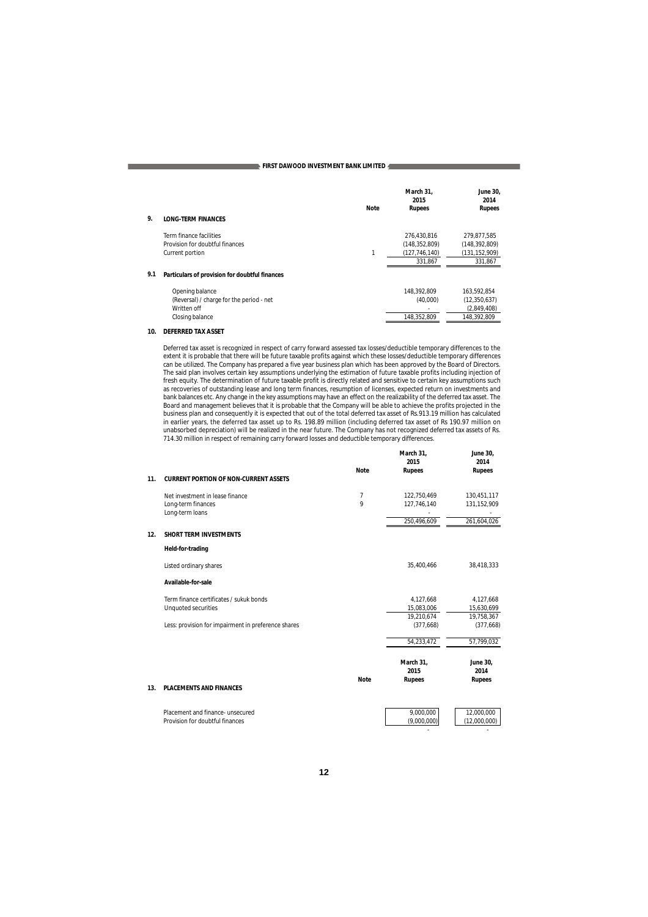| | Note | March 31, 2015 Rupees | June 30, 2014 Rupees |
|---|---|---|---|
| **9. LONG-TERM FINANCES** | | | |
| Term finance facilities | | 276,430,816 | 279,877,585 |
| Provision for doubtful finances | | (148,352,809) | (148,392,809) |
| Current portion | 1 | (127,746,140) | (131,152,909) |
| | | 331,867 | 331,867 |
| **9.1 Particulars of provision for doubtful finances** | | | |
| Opening balance | | 148,392,809 | 163,592,854 |
| (Reversal) / charge for the period - net | | (40,000) | (12,350,637) |
| Written off | | - | (2,849,408) |
| Closing balance | | 148,352,809 | 148,392,809 |

**10. DEFERRED TAX ASSET**

Deferred tax asset is recognized in respect of carry forward assessed tax losses/deductible temporary differences to the extent it is probable that there will be future taxable profits against which these losses/deductible temporary differences can be utilized. The Company has prepared a five year business plan which has been approved by the Board of Directors. The said plan involves certain key assumptions underlying the estimation of future taxable profits including injection of fresh equity. The determination of future taxable profit is directly related and sensitive to certain key assumptions such as recoveries of outstanding lease and long term finances, resumption of licenses, expected return on investments and bank balances etc. Any change in the key assumptions may have an effect on the realizability of the deferred tax asset. The Board and management believes that it is probable that the Company will be able to achieve the profits projected in the business plan and consequently it is expected that out of the total deferred tax asset of Rs.913.19 million has calculated in earlier years, the deferred tax asset up to Rs. 198.89 million (including deferred tax asset of Rs 190.97 million on unabsorbed depreciation) will be realized in the near future. The Company has not recognized deferred tax assets of Rs. 714.30 million in respect of remaining carry forward losses and deductible temporary differences.

| | Note | March 31, 2015 Rupees | June 30, 2014 Rupees |
|---|---|---|---|
| **11. CURRENT PORTION OF NON-CURRENT ASSETS** | | | |
| Net investment in lease finance | 7 | 122,750,469 | 130,451,117 |
| Long-term finances | 9 | 127,746,140 | 131,152,909 |
| Long-term loans | | - | - |
| | | 250,496,609 | 261,604,026 |
| **12. SHORT TERM INVESTMENTS** | | | |
| **Held-for-trading** | | | |
| Listed ordinary shares | | 35,400,466 | 38,418,333 |
| **Available-for-sale** | | | |
| Term finance certificates / sukuk bonds | | 4,127,668 | 4,127,668 |
| Unquoted securities | | 15,083,006 | 15,630,699 |
| | | 19,210,674 | 19,758,367 |
| Less: provision for impairment in preference shares | | (377,668) | (377,668) |
| | | 54,233,472 | 57,799,032 |

| | Note | March 31, 2015 Rupees | June 30, 2014 Rupees |
|---|---|---|---|
| **13. PLACEMENTS AND FINANCES** | | | |
| Placement and finance- unsecured | | 9,000,000 | 12,000,000 |
| Provision for doubtful finances | | (9,000,000) | (12,000,000) |
| | | - | - |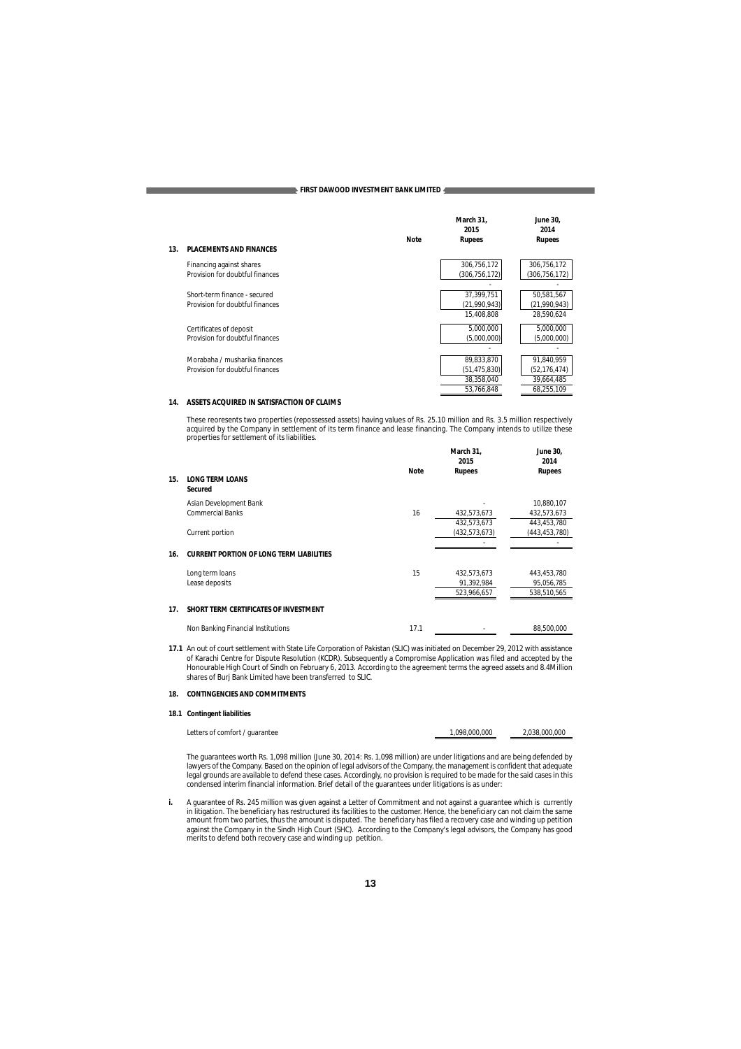## 13. PLACEMENTS AND FINANCES

| | Note | March 31, 2015 Rupees | June 30, 2014 Rupees |
|---|---|---|---|
| Financing against shares | | 306,756,172 | 306,756,172 |
| Provision for doubtful finances | | (306,756,172) | (306,756,172) |
| | | - | - |
| Short-term finance - secured | | 37,399,751 | 50,581,567 |
| Provision for doubtful finances | | (21,990,943) | (21,990,943) |
| | | 15,408,808 | 28,590,624 |
| Certificates of deposit | | 5,000,000 | 5,000,000 |
| Provision for doubtful finances | | (5,000,000) | (5,000,000) |
| | | - | - |
| Morabaha / musharika finances | | 89,833,870 | 91,840,959 |
| Provision for doubtful finances | | (51,475,830) | (52,176,474) |
| | | 38,358,040 | 39,664,485 |
| | | 53,766,848 | 68,255,109 |

## 14. ASSETS ACQUIRED IN SATISFACTION OF CLAIMS

These reoresents two properties (repossessed assets) having values of Rs. 25.10 million and Rs. 3.5 million respectively acquired by the Company in settlement of its term finance and lease financing. The Company intends to utilize these properties for settlement of its liabilities.

## 15. LONG TERM LOANS

| | Note | March 31, 2015 Rupees | June 30, 2014 Rupees |
|---|---|---|---|
| **Secured** | | | |
| Asian Development Bank | | - | 10,880,107 |
| Commercial Banks | 16 | 432,573,673 | 432,573,673 |
| | | 432,573,673 | 443,453,780 |
| Current portion | | (432,573,673) | (443,453,780) |
| | | - | - |

## 16. CURRENT PORTION OF LONG TERM LIABILITIES

| | Note | March 31, 2015 Rupees | June 30, 2014 Rupees |
|---|---|---|---|
| Long term loans | 15 | 432,573,673 | 443,453,780 |
| Lease deposits | | 91,392,984 | 95,056,785 |
| | | 523,966,657 | 538,510,565 |

## 17. SHORT TERM CERTIFICATES OF INVESTMENT

| | Note | March 31, 2015 Rupees | June 30, 2014 Rupees |
|---|---|---|---|
| Non Banking Financial Institutions | 17.1 | - | 88,500,000 |

**17.1** An out of court settlement with State Life Corporation of Pakistan (SLIC) was initiated on December 29, 2012 with assistance of Karachi Centre for Dispute Resolution (KCDR). Subsequently a Compromise Application was filed and accepted by the Honourable High Court of Sindh on February 6, 2013. According to the agreement terms the agreed assets and 8.4Million shares of Burj Bank Limited have been transferred to SLIC.

## 18. CONTINGENCIES AND COMMITMENTS

### 18.1 Contingent liabilities

| | March 31, 2015 Rupees | June 30, 2014 Rupees |
|---|---|---|
| Letters of comfort / guarantee | 1,098,000,000 | 2,038,000,000 |

The guarantees worth Rs. 1,098 million (June 30, 2014: Rs. 1,098 million) are under litigations and are being defended by lawyers of the Company. Based on the opinion of legal advisors of the Company, the management is confident that adequate legal grounds are available to defend these cases. Accordingly, no provision is required to be made for the said cases in this condensed interim financial information. Brief detail of the guarantees under litigations is as under:

**i.** A guarantee of Rs. 245 million was given against a Letter of Commitment and not against a guarantee which is currently in litigation. The beneficiary has restructured its facilities to the customer. Hence, the beneficiary can not claim the same amount from two parties, thus the amount is disputed. The beneficiary has filed a recovery case and winding up petition against the Company in the Sindh High Court (SHC). According to the Company's legal advisors, the Company has good merits to defend both recovery case and winding up petition.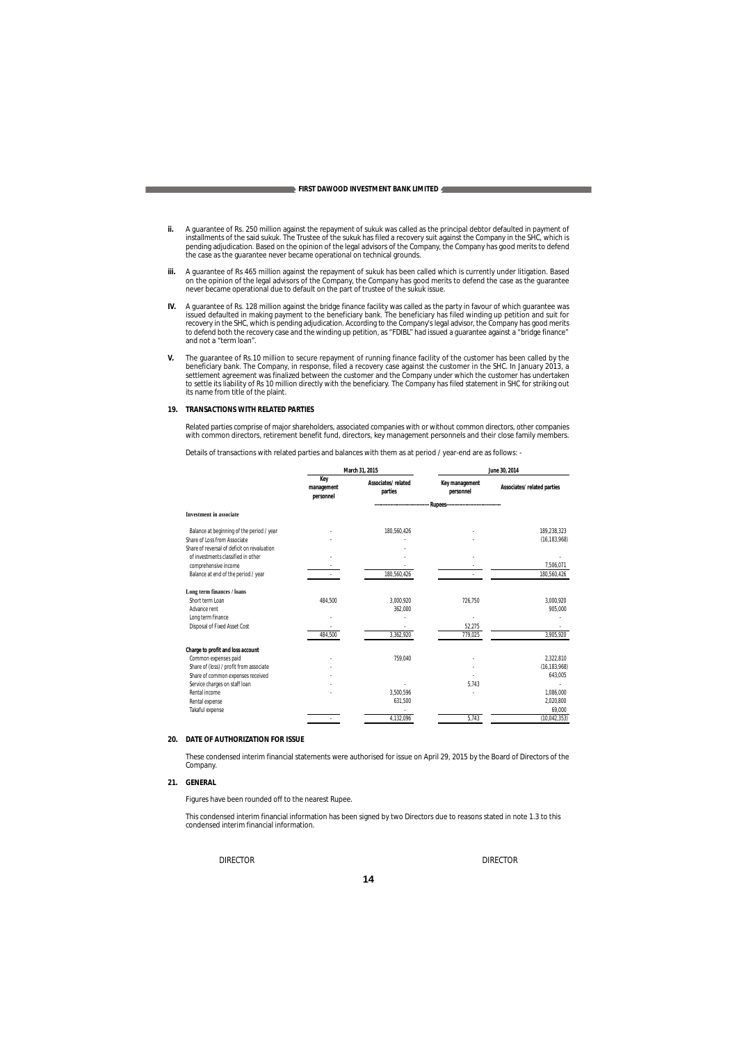- **ii.** A guarantee of Rs. 250 million against the repayment of sukuk was called as the principal debtor defaulted in payment of installments of the said sukuk. The Trustee of the sukuk has filed a recovery suit against the Company in the SHC, which is pending adjudication. Based on the opinion of the legal advisors of the Company, the Company has good merits to defend the case as the guarantee never became operational on technical grounds.

- **iii.** A guarantee of Rs 465 million against the repayment of sukuk has been called which is currently under litigation. Based on the opinion of the legal advisors of the Company, the Company has good merits to defend the case as the guarantee never became operational due to default on the part of trustee of the sukuk issue.

- **IV.** A guarantee of Rs. 128 million against the bridge finance facility was called as the party in favour of which guarantee was issued defaulted in making payment to the beneficiary bank. The beneficiary has filed winding up petition and suit for recovery in the SHC, which is pending adjudication. According to the Company's legal advisor, the Company has good merits to defend both the recovery case and the winding up petition, as "FDIBL" had issued a guarantee against a "bridge finance" and not a "term loan".

- **V.** The guarantee of Rs.10 million to secure repayment of running finance facility of the customer has been called by the beneficiary bank. The Company, in response, filed a recovery case against the customer in the SHC. In January 2013, a settlement agreement was finalized between the customer and the Company under which the customer has undertaken to settle its liability of Rs 10 million directly with the beneficiary. The Company has filed statement in SHC for striking out its name from title of the plaint.

## 19. TRANSACTIONS WITH RELATED PARTIES

Related parties comprise of major shareholders, associated companies with or without common directors, other companies with common directors, retirement benefit fund, directors, key management personnels and their close family members.

Details of transactions with related parties and balances with them as at period / year-end are as follows: -

| | March 31, 2015 | | June 30, 2014 | |
|---|---|---|---|---|
| | Key management personnel | Associates/ related parties | Key management personnel | Associates/ related parties |
| | ------------------------------- Rupees ------------------------------- | | | |
| **Investment in associate** | | | | |
| Balance at beginning of the period / year | - | 180,560,426 | - | 189,238,323 |
| Share of Loss from Associate | - | - | - | (16,183,968) |
| Share of reversal of deficit on revaluation of investments classified in other comprehensive income | - | - | - | 7,506,071 |
| Balance at end of the period / year | - | 180,560,426 | - | 180,560,426 |
| **Long term finances / loans** | | | | |
| Short term Loan | 484,500 | 3,000,920 | 726,750 | 3,000,920 |
| Advance rent | | 362,000 | | 905,000 |
| Long term finance | - | - | - | - |
| Disposal of Fixed Asset Cost | - | - | 52,275 | - |
| | 484,500 | 3,362,920 | 779,025 | 3,905,920 |
| **Charge to profit and loss account** | | | | |
| Common expenses paid | - | 759,040 | - | 2,322,810 |
| Share of (loss) / profit from associate | - | | - | (16,183,968) |
| Share of common expenses received | - | | - | 643,005 |
| Service charges on staff loan | - | - | 5,743 | - |
| Rental income | - | 3,500,596 | - | 1,086,000 |
| Rental expense | | 631,500 | | 2,020,800 |
| Takaful expense | | - | | 69,000 |
| | - | 4,132,096 | 5,743 | (10,042,353) |

## 20. DATE OF AUTHORIZATION FOR ISSUE

These condensed interim financial statements were authorised for issue on April 29, 2015 by the Board of Directors of the Company.

## 21. GENERAL

Figures have been rounded off to the nearest Rupee.

This condensed interim financial information has been signed by two Directors due to reasons stated in note 1.3 to this condensed interim financial information.

DIRECTOR DIRECTOR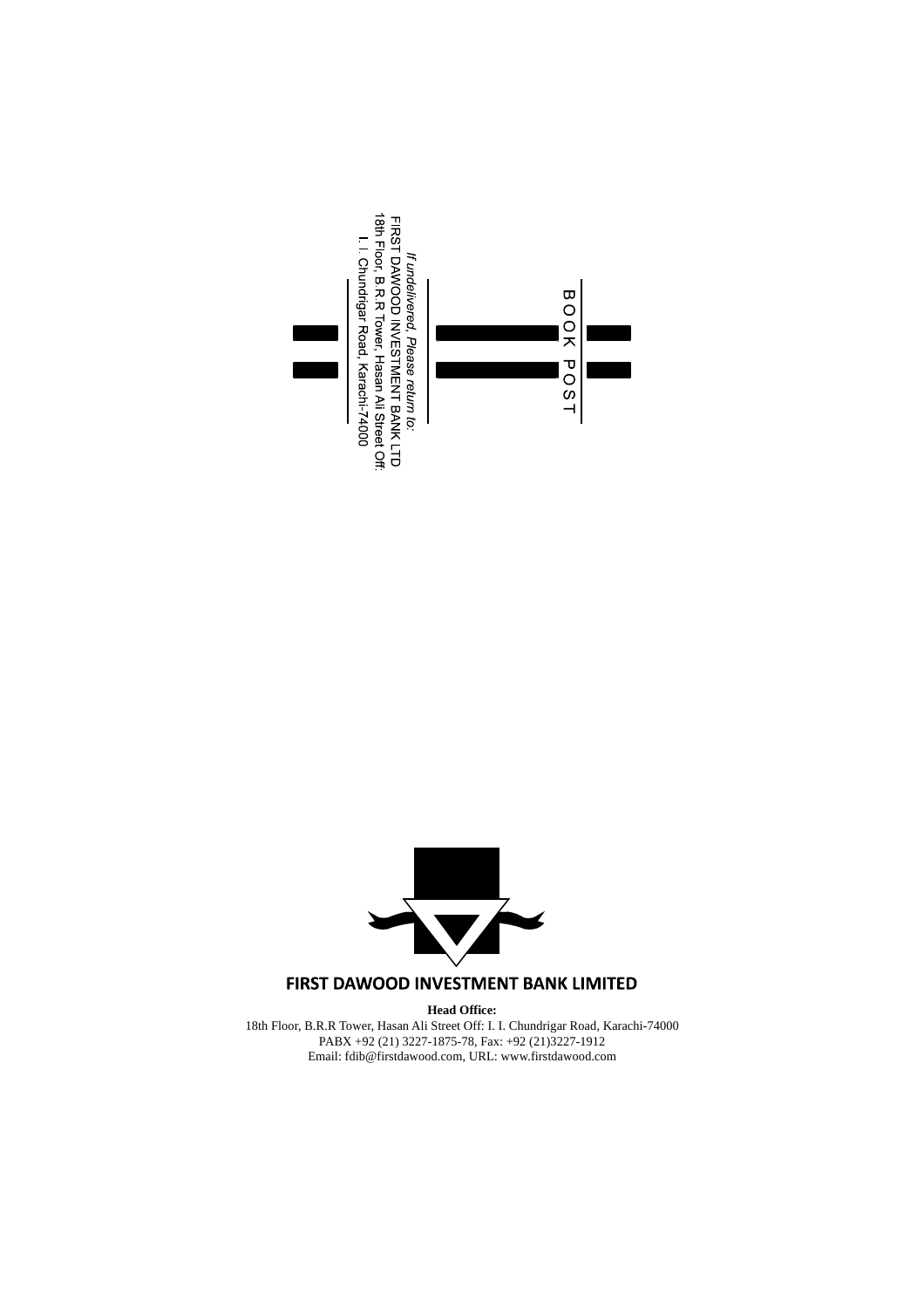BOOK POST

*If undelivered, Please return to:*
FIRST DAWOOD INVESTMENT BANK LTD
18th Floor, B.R.R Tower, Hasan Ali Street Off:
I. I. Chundrigar Road, Karachi-74000

**FIRST DAWOOD INVESTMENT BANK LIMITED**

**Head Office:**
18th Floor, B.R.R Tower, Hasan Ali Street Off: I. I. Chundrigar Road, Karachi-74000
PABX +92 (21) 3227-1875-78, Fax: +92 (21)3227-1912
Email: fdib@firstdawood.com, URL: www.firstdawood.com